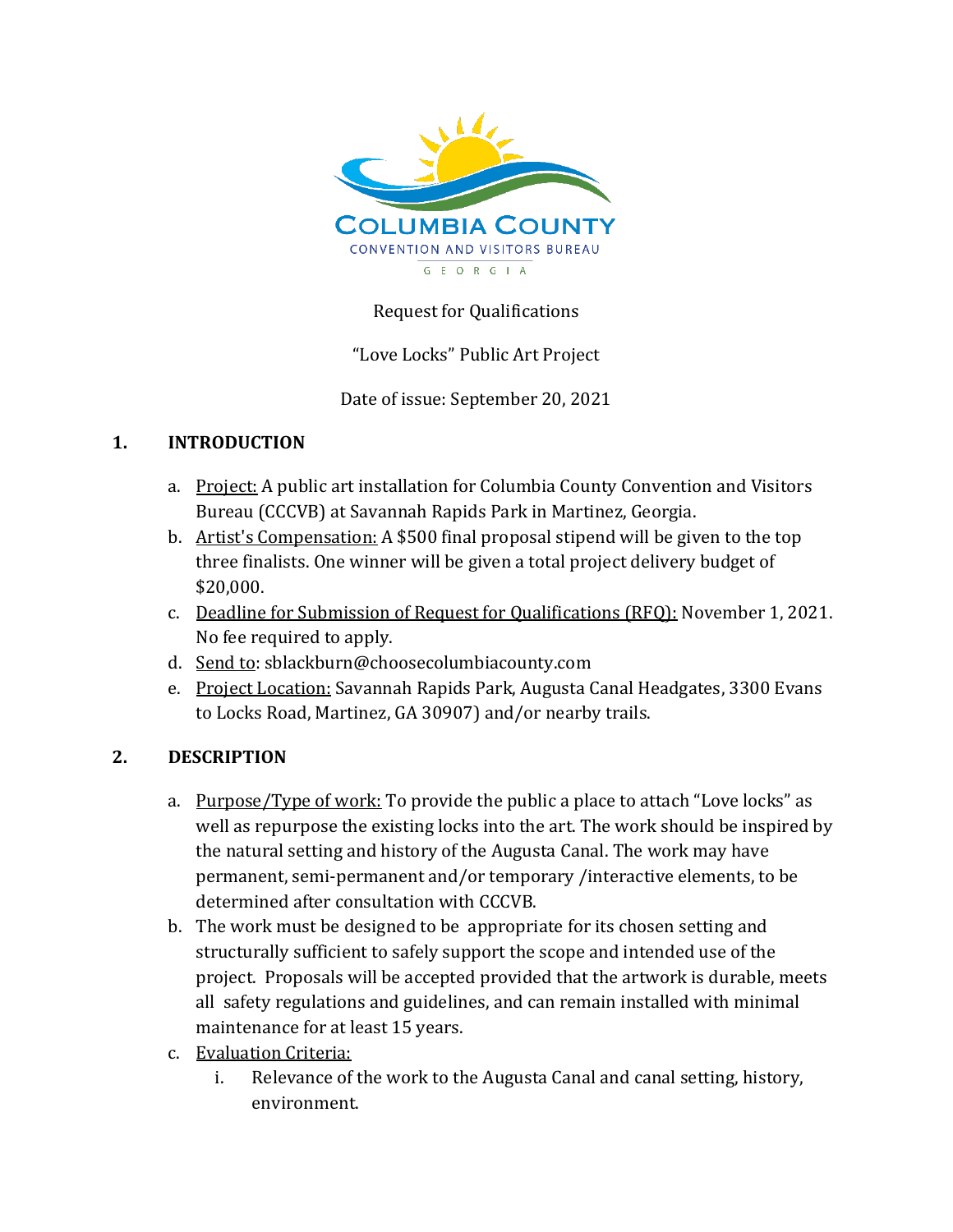COLUMBIA COUNTY

CONVENTION AND VISITORS BUREAU

GEORGIA

Request for Qualifications

"Love Locks" Public Art Project

Date of issue: September 20, 2021

## 1. INTRODUCTION

a. Project: A public art installation for Columbia County Convention and Visitors Bureau (CCCVB) at Savannah Rapids Park in Martinez, Georgia.

b. Artist's Compensation: A $500 final proposal stipend will be given to the top three finalists. One winner will be given a total project delivery budget of $20,000.

c. Deadline for Submission of Request for Qualifications (RFQ): November 1, 2021. No fee required to apply.

d. Send to: sblackburn@choosecolumbiacounty.com

e. Project Location: Savannah Rapids Park, Augusta Canal Headgates, 3300 Evans to Locks Road, Martinez, GA 30907) and/or nearby trails.

## 2. DESCRIPTION

a. Purpose/Type of work: To provide the public a place to attach "Love locks" as well as repurpose the existing locks into the art. The work should be inspired by the natural setting and history of the Augusta Canal. The work may have permanent, semi-permanent and/or temporary /interactive elements, to be determined after consultation with CCCVB.

b. The work must be designed to be appropriate for its chosen setting and structurally sufficient to safely support the scope and intended use of the project. Proposals will be accepted provided that the artwork is durable, meets all safety regulations and guidelines, and can remain installed with minimal maintenance for at least 15 years.

c. Evaluation Criteria:

   i. Relevance of the work to the Augusta Canal and canal setting, history, environment.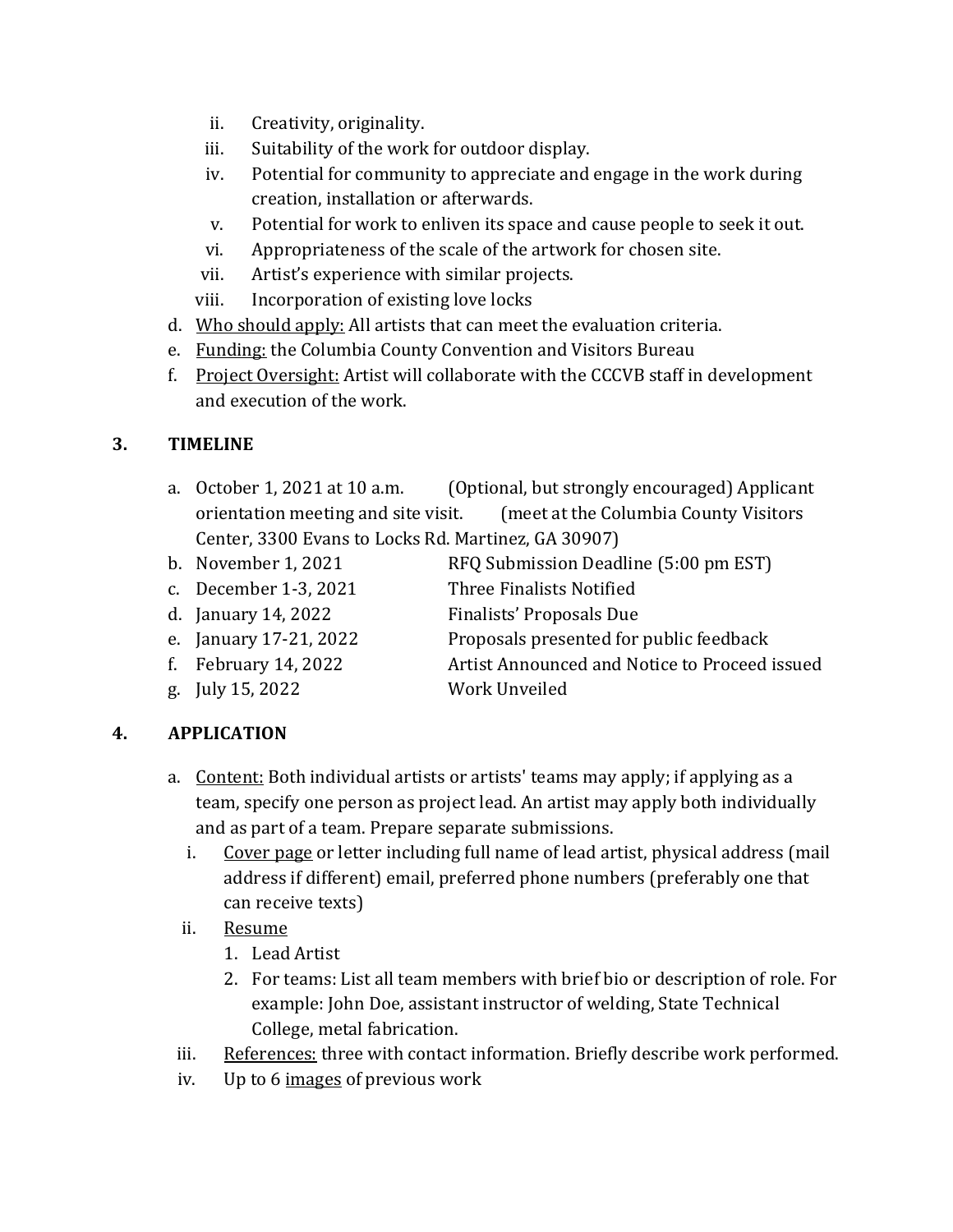ii. Creativity, originality.
iii. Suitability of the work for outdoor display.
iv. Potential for community to appreciate and engage in the work during creation, installation or afterwards.
v. Potential for work to enliven its space and cause people to seek it out.
vi. Appropriateness of the scale of the artwork for chosen site.
vii. Artist's experience with similar projects.
viii. Incorporation of existing love locks

d. Who should apply: All artists that can meet the evaluation criteria.
e. Funding: the Columbia County Convention and Visitors Bureau
f. Project Oversight: Artist will collaborate with the CCCVB staff in development and execution of the work.

## 3. TIMELINE

a. October 1, 2021 at 10 a.m. — (Optional, but strongly encouraged) Applicant orientation meeting and site visit. (meet at the Columbia County Visitors Center, 3300 Evans to Locks Rd. Martinez, GA 30907)
b. November 1, 2021 — RFQ Submission Deadline (5:00 pm EST)
c. December 1-3, 2021 — Three Finalists Notified
d. January 14, 2022 — Finalists' Proposals Due
e. January 17-21, 2022 — Proposals presented for public feedback
f. February 14, 2022 — Artist Announced and Notice to Proceed issued
g. July 15, 2022 — Work Unveiled

## 4. APPLICATION

a. Content: Both individual artists or artists' teams may apply; if applying as a team, specify one person as project lead. An artist may apply both individually and as part of a team. Prepare separate submissions.
   i. Cover page or letter including full name of lead artist, physical address (mail address if different) email, preferred phone numbers (preferably one that can receive texts)
   ii. Resume
      1. Lead Artist
      2. For teams: List all team members with brief bio or description of role. For example: John Doe, assistant instructor of welding, State Technical College, metal fabrication.
   iii. References: three with contact information. Briefly describe work performed.
   iv. Up to 6 images of previous work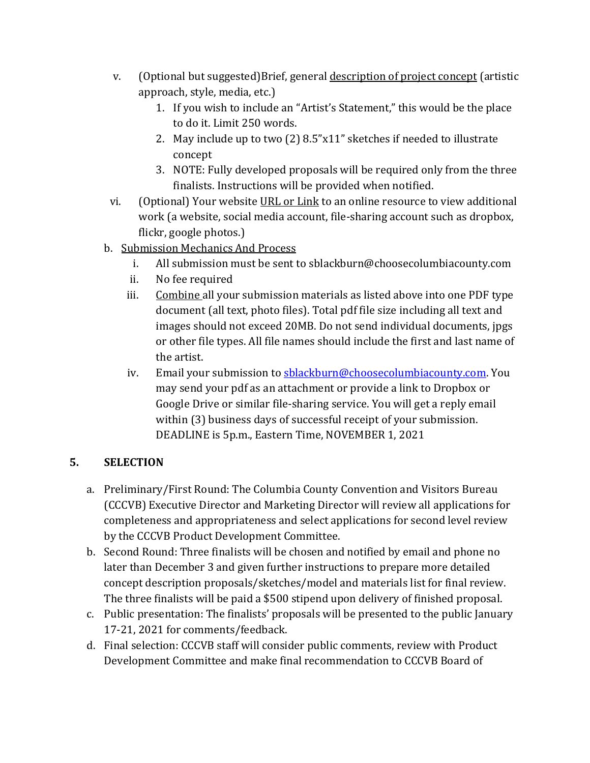v. (Optional but suggested)Brief, general <u>description of project concept</u> (artistic approach, style, media, etc.)
      1. If you wish to include an "Artist's Statement," this would be the place to do it. Limit 250 words.
      2. May include up to two (2) 8.5"x11" sketches if needed to illustrate concept
      3. NOTE: Fully developed proposals will be required only from the three finalists. Instructions will be provided when notified.
   vi. (Optional) Your website <u>URL or Link</u> to an online resource to view additional work (a website, social media account, file-sharing account such as dropbox, flickr, google photos.)

b. <u>Submission Mechanics And Process</u>
   i. All submission must be sent to sblackburn@choosecolumbiacounty.com
   ii. No fee required
   iii. <u>Combine</u> all your submission materials as listed above into one PDF type document (all text, photo files). Total pdf file size including all text and images should not exceed 20MB. Do not send individual documents, jpgs or other file types. All file names should include the first and last name of the artist.
   iv. Email your submission to sblackburn@choosecolumbiacounty.com. You may send your pdf as an attachment or provide a link to Dropbox or Google Drive or similar file-sharing service. You will get a reply email within (3) business days of successful receipt of your submission. DEADLINE is 5p.m., Eastern Time, NOVEMBER 1, 2021

## 5. SELECTION

a. Preliminary/First Round: The Columbia County Convention and Visitors Bureau (CCCVB) Executive Director and Marketing Director will review all applications for completeness and appropriateness and select applications for second level review by the CCCVB Product Development Committee.
b. Second Round: Three finalists will be chosen and notified by email and phone no later than December 3 and given further instructions to prepare more detailed concept description proposals/sketches/model and materials list for final review. The three finalists will be paid a $500 stipend upon delivery of finished proposal.
c. Public presentation: The finalists' proposals will be presented to the public January 17-21, 2021 for comments/feedback.
d. Final selection: CCCVB staff will consider public comments, review with Product Development Committee and make final recommendation to CCCVB Board of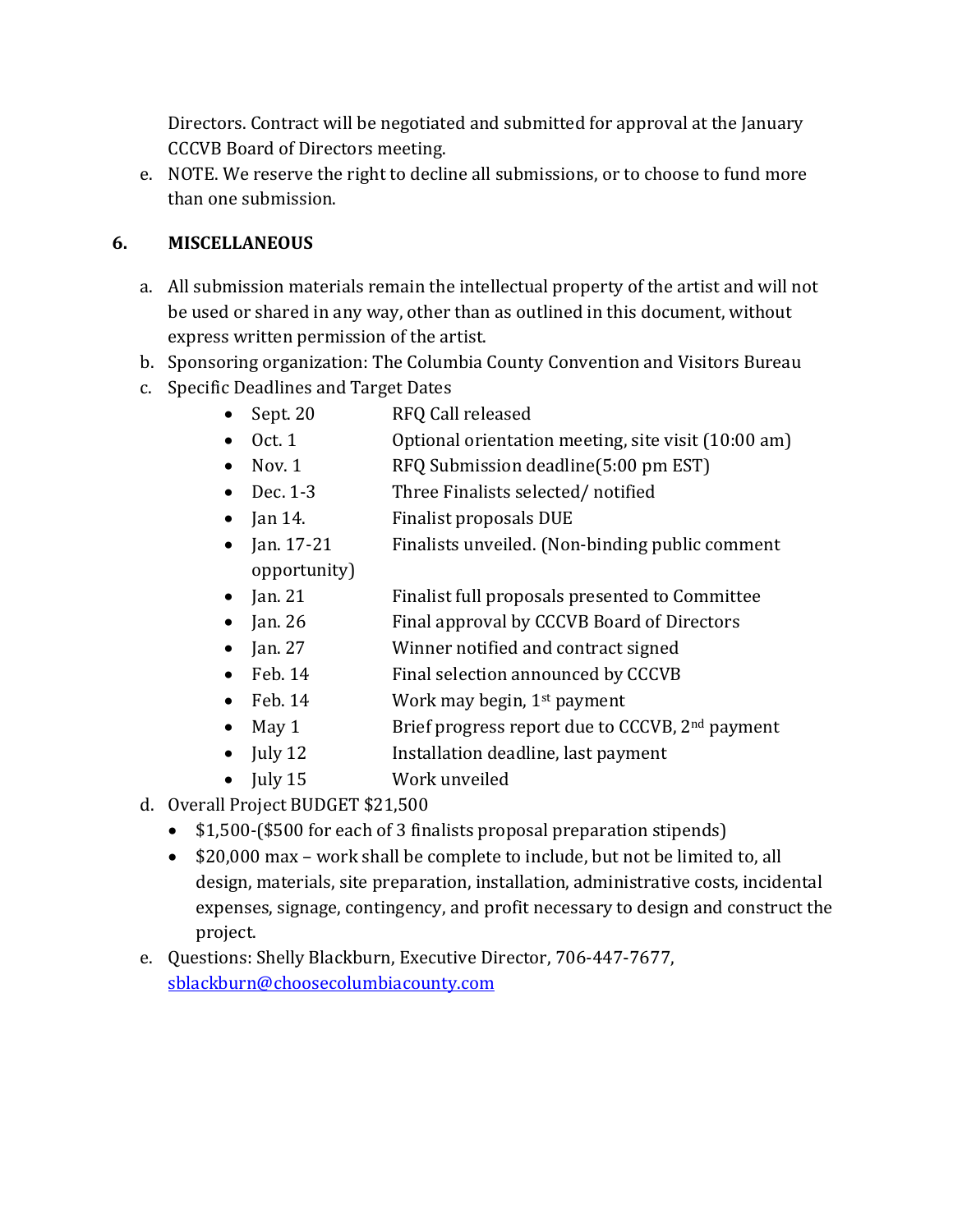Directors. Contract will be negotiated and submitted for approval at the January CCCVB Board of Directors meeting.

e. NOTE. We reserve the right to decline all submissions, or to choose to fund more than one submission.

## 6. MISCELLANEOUS

a. All submission materials remain the intellectual property of the artist and will not be used or shared in any way, other than as outlined in this document, without express written permission of the artist.

b. Sponsoring organization: The Columbia County Convention and Visitors Bureau

c. Specific Deadlines and Target Dates

- Sept. 20 — RFQ Call released
- Oct. 1 — Optional orientation meeting, site visit (10:00 am)
- Nov. 1 — RFQ Submission deadline(5:00 pm EST)
- Dec. 1-3 — Three Finalists selected/ notified
- Jan 14. — Finalist proposals DUE
- Jan. 17-21 — Finalists unveiled. (Non-binding public comment opportunity)
- Jan. 21 — Finalist full proposals presented to Committee
- Jan. 26 — Final approval by CCCVB Board of Directors
- Jan. 27 — Winner notified and contract signed
- Feb. 14 — Final selection announced by CCCVB
- Feb. 14 — Work may begin, 1st payment
- May 1 — Brief progress report due to CCCVB, 2nd payment
- July 12 — Installation deadline, last payment
- July 15 — Work unveiled

d. Overall Project BUDGET $21,500

- $1,500-($500 for each of 3 finalists proposal preparation stipends)
- $20,000 max – work shall be complete to include, but not be limited to, all design, materials, site preparation, installation, administrative costs, incidental expenses, signage, contingency, and profit necessary to design and construct the project.

e. Questions: Shelly Blackburn, Executive Director, 706-447-7677, sblackburn@choosecolumbiacounty.com